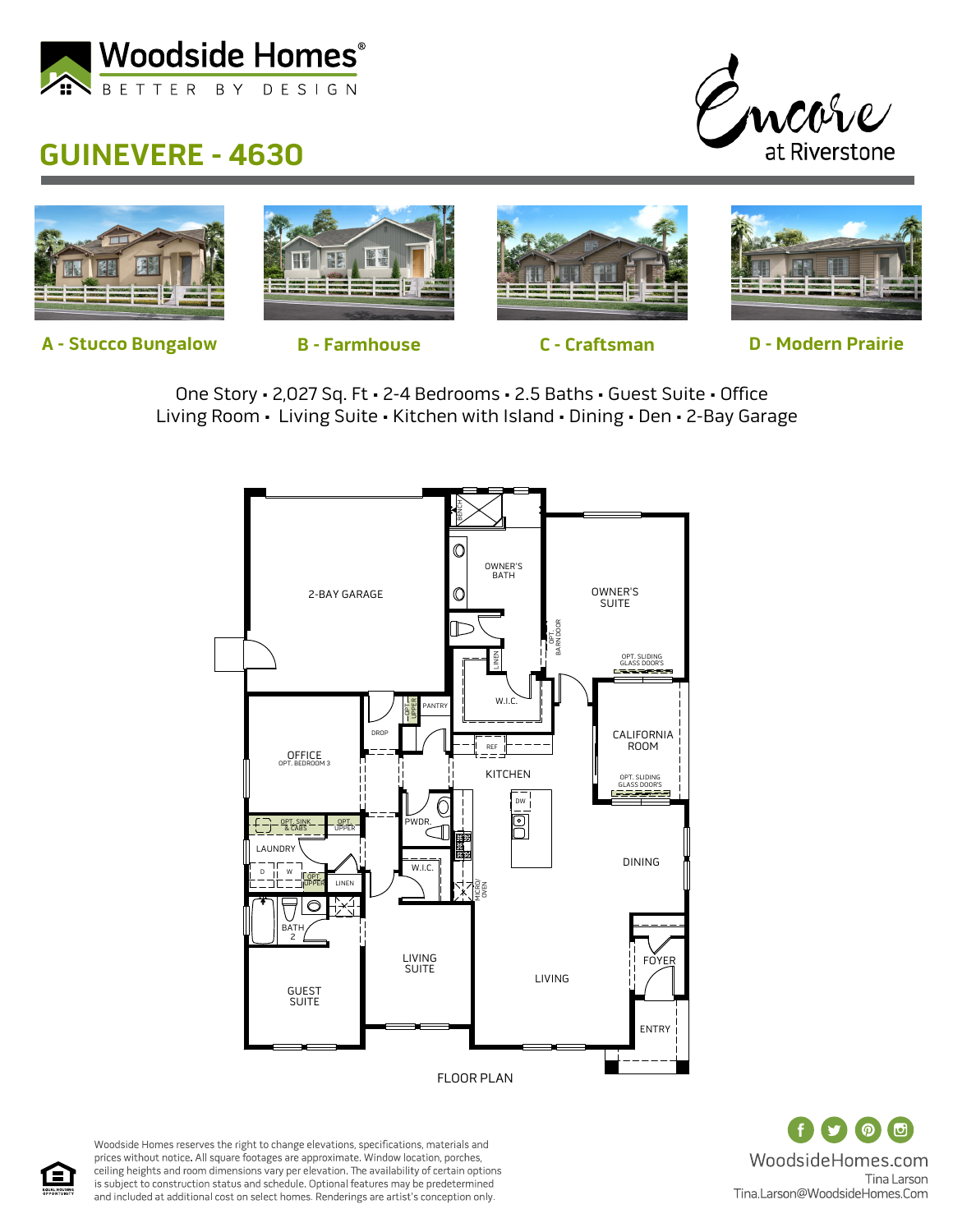Woodside Homes®

BETTER BY DESIGN

# GUINEVERE - 4630

Encore at Riverstone

A - Stucco Bungalow

B - Farmhouse

C - Craftsman

D - Modern Prairie

One Story • 2,027 Sq. Ft • 2-4 Bedrooms • 2.5 Baths • Guest Suite • Office
Living Room • Living Suite • Kitchen with Island • Dining • Den • 2-Bay Garage

2-BAY GARAGE

OWNER'S BATH

OWNER'S SUITE

OPT. BARN DOOR

OPT. SLIDING GLASS DOOR'S

LINEN

W.I.C.

PANTRY

OPT. UPPER

DROP

OFFICE
OPT. BEDROOM 3

REF

KITCHEN

CALIFORNIA ROOM

OPT. SLIDING GLASS DOOR'S

DW

OPT. SINK & CABS

OPT. UPPER

PWDR.

LAUNDRY

D W

OPT. UPPER

LINEN

W.I.C.

MICRO/OVEN

DINING

BATH 2

LIVING SUITE

LIVING

FOYER

GUEST SUITE

ENTRY

FLOOR PLAN

Woodside Homes reserves the right to change elevations, specifications, materials and prices without notice. All square footages are approximate. Window location, porches, ceiling heights and room dimensions vary per elevation. The availability of certain options is subject to construction status and schedule. Optional features may be predetermined and included at additional cost on select homes. Renderings are artist's conception only.

EQUAL HOUSING OPPORTUNITY

WoodsideHomes.com
Tina Larson
Tina.Larson@WoodsideHomes.Com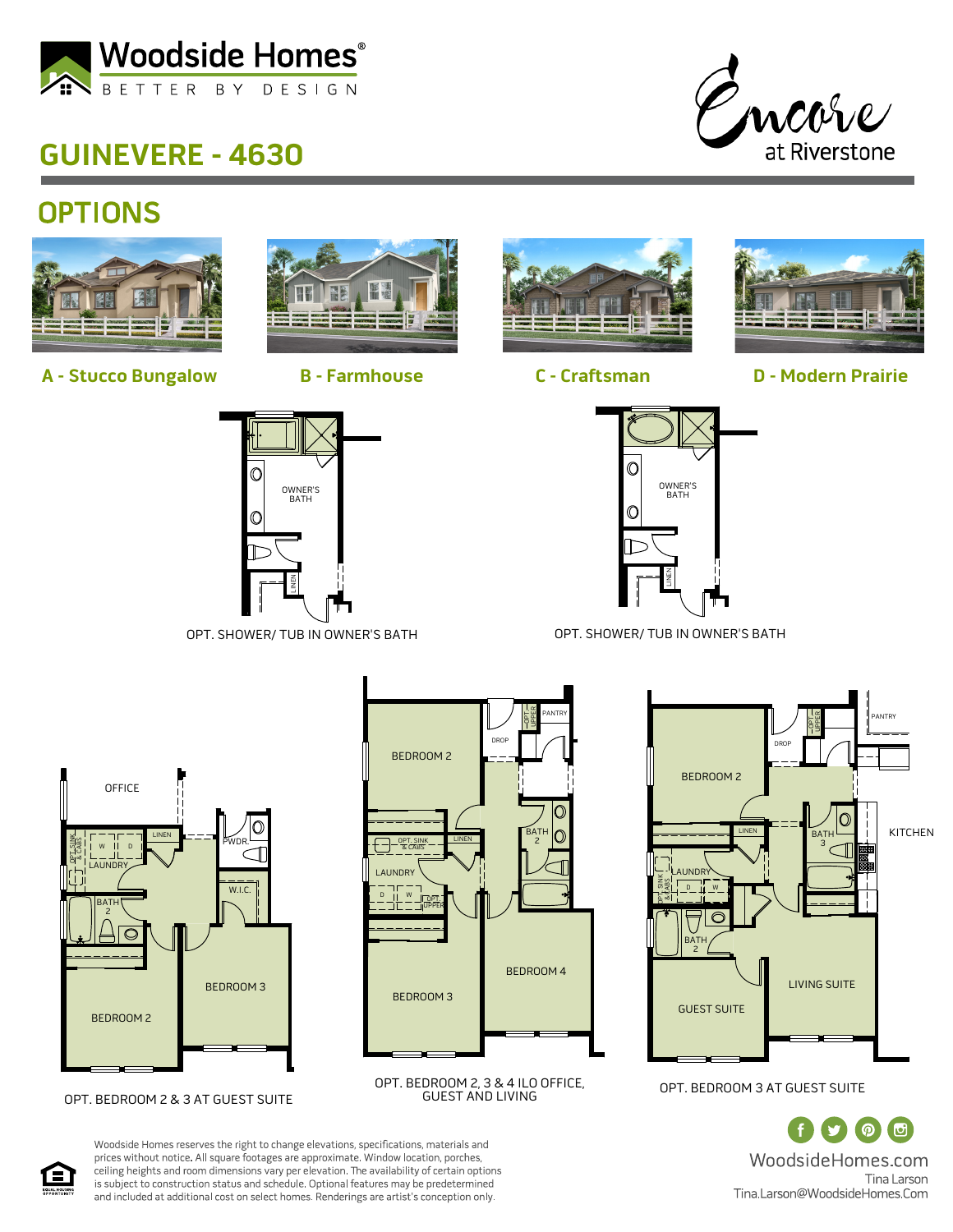# GUINEVERE - 4630

Encore at Riverstone

## OPTIONS

A - Stucco Bungalow

B - Farmhouse

C - Craftsman

D - Modern Prairie

OWNER'S BATH

LINEN

OPT. SHOWER/ TUB IN OWNER'S BATH

OWNER'S BATH

LINEN

OPT. SHOWER/ TUB IN OWNER'S BATH

OFFICE

OPT. SINK & CABS

W D

LINEN

LAUNDRY

PWDR.

W.I.C.

BATH 2

BEDROOM 3

BEDROOM 2

OPT. BEDROOM 2 & 3 AT GUEST SUITE

PANTRY

OPT. UPPER

DROP

BEDROOM 2

OPT. SINK & CABS

LINEN

BATH 2

LAUNDRY

D W

OPT. UPPER

BEDROOM 4

BEDROOM 3

OPT. BEDROOM 2, 3 & 4 ILO OFFICE, GUEST AND LIVING

OPT. UPPER

PANTRY

DROP

BEDROOM 2

LINEN

BATH 3

KITCHEN

LAUNDRY

OPT. SINK & CABS

D W

BATH 2

LIVING SUITE

GUEST SUITE

OPT. BEDROOM 3 AT GUEST SUITE

Woodside Homes reserves the right to change elevations, specifications, materials and prices without notice. All square footages are approximate. Window location, porches, ceiling heights and room dimensions vary per elevation. The availability of certain options is subject to construction status and schedule. Optional features may be predetermined and included at additional cost on select homes. Renderings are artist's conception only.

WoodsideHomes.com

Tina Larson

Tina.Larson@WoodsideHomes.Com